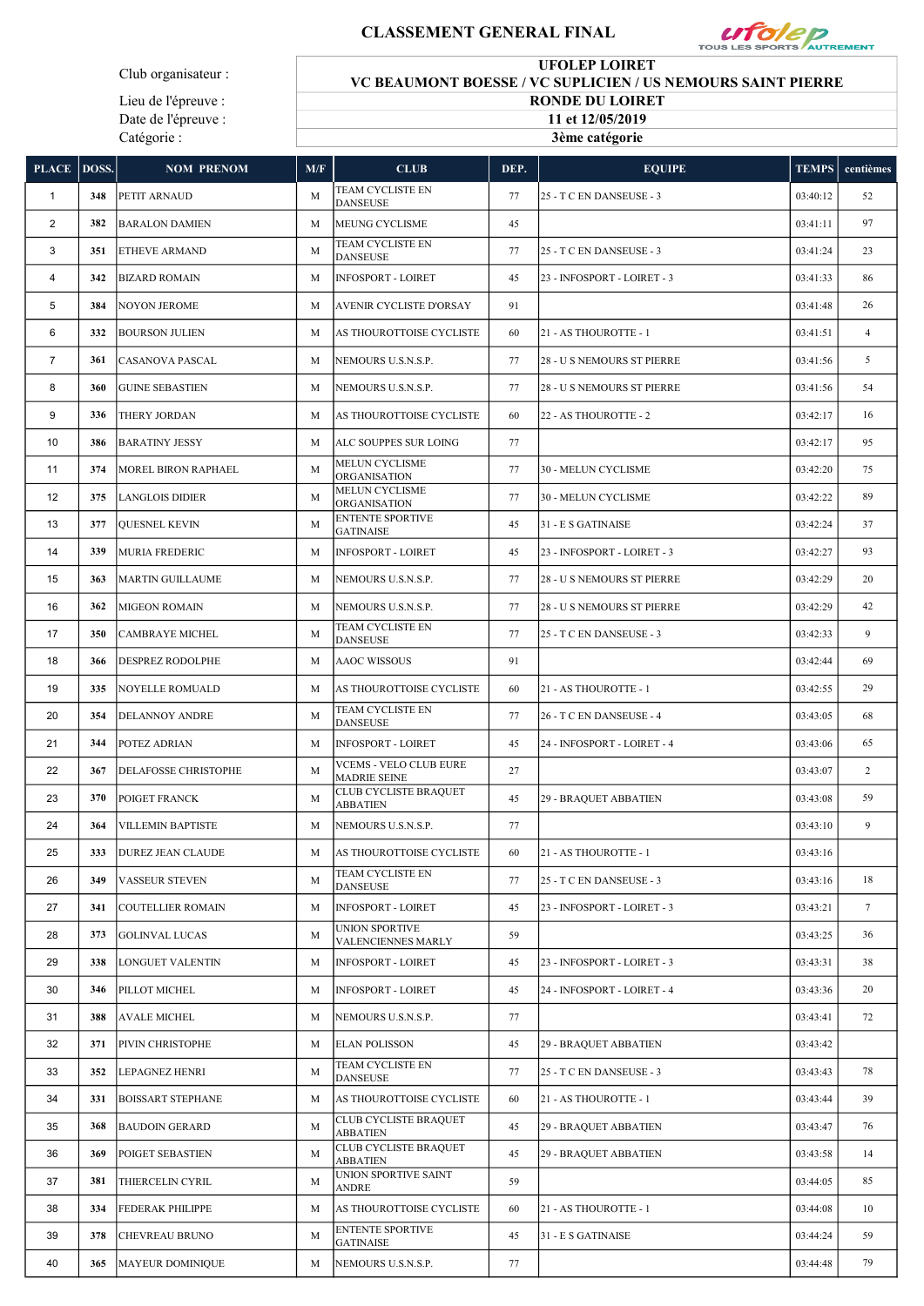# CLASSEMENT GENERAL FINAL

| | |
|---|---|
| Club organisateur : | UFOLEP LOIRET<br>VC BEAUMONT BOESSE / VC SUPLICIEN / US NEMOURS SAINT PIERRE |
| Lieu de l'épreuve : | RONDE DU LOIRET |
| Date de l'épreuve : | 11 et 12/05/2019 |
| Catégorie : | 3ème catégorie |

| PLACE | DOSS. | NOM PRENOM | M/F | CLUB | DEP. | EQUIPE | TEMPS | centièmes |
|---|---|---|---|---|---|---|---|---|
| 1 | 348 | PETIT ARNAUD | M | TEAM CYCLISTE EN DANSEUSE | 77 | 25 - T C EN DANSEUSE - 3 | 03:40:12 | 52 |
| 2 | 382 | BARALON DAMIEN | M | MEUNG CYCLISME | 45 | | 03:41:11 | 97 |
| 3 | 351 | ETHEVE ARMAND | M | TEAM CYCLISTE EN DANSEUSE | 77 | 25 - T C EN DANSEUSE - 3 | 03:41:24 | 23 |
| 4 | 342 | BIZARD ROMAIN | M | INFOSPORT - LOIRET | 45 | 23 - INFOSPORT - LOIRET - 3 | 03:41:33 | 86 |
| 5 | 384 | NOYON JEROME | M | AVENIR CYCLISTE D'ORSAY | 91 | | 03:41:48 | 26 |
| 6 | 332 | BOURSON JULIEN | M | AS THOUROTTOISE CYCLISTE | 60 | 21 - AS THOUROTTE - 1 | 03:41:51 | 4 |
| 7 | 361 | CASANOVA PASCAL | M | NEMOURS U.S.N.S.P. | 77 | 28 - U S NEMOURS ST PIERRE | 03:41:56 | 5 |
| 8 | 360 | GUINE SEBASTIEN | M | NEMOURS U.S.N.S.P. | 77 | 28 - U S NEMOURS ST PIERRE | 03:41:56 | 54 |
| 9 | 336 | THERY JORDAN | M | AS THOUROTTOISE CYCLISTE | 60 | 22 - AS THOUROTTE - 2 | 03:42:17 | 16 |
| 10 | 386 | BARATINY JESSY | M | ALC SOUPPES SUR LOING | 77 | | 03:42:17 | 95 |
| 11 | 374 | MOREL BIRON RAPHAEL | M | MELUN CYCLISME ORGANISATION | 77 | 30 - MELUN CYCLISME | 03:42:20 | 75 |
| 12 | 375 | LANGLOIS DIDIER | M | MELUN CYCLISME ORGANISATION | 77 | 30 - MELUN CYCLISME | 03:42:22 | 89 |
| 13 | 377 | QUESNEL KEVIN | M | ENTENTE SPORTIVE GATINAISE | 45 | 31 - E S GATINAISE | 03:42:24 | 37 |
| 14 | 339 | MURIA FREDERIC | M | INFOSPORT - LOIRET | 45 | 23 - INFOSPORT - LOIRET - 3 | 03:42:27 | 93 |
| 15 | 363 | MARTIN GUILLAUME | M | NEMOURS U.S.N.S.P. | 77 | 28 - U S NEMOURS ST PIERRE | 03:42:29 | 20 |
| 16 | 362 | MIGEON ROMAIN | M | NEMOURS U.S.N.S.P. | 77 | 28 - U S NEMOURS ST PIERRE | 03:42:29 | 42 |
| 17 | 350 | CAMBRAYE MICHEL | M | TEAM CYCLISTE EN DANSEUSE | 77 | 25 - T C EN DANSEUSE - 3 | 03:42:33 | 9 |
| 18 | 366 | DESPREZ RODOLPHE | M | AAOC WISSOUS | 91 | | 03:42:44 | 69 |
| 19 | 335 | NOYELLE ROMUALD | M | AS THOUROTTOISE CYCLISTE | 60 | 21 - AS THOUROTTE - 1 | 03:42:55 | 29 |
| 20 | 354 | DELANNOY ANDRE | M | TEAM CYCLISTE EN DANSEUSE | 77 | 26 - T C EN DANSEUSE - 4 | 03:43:05 | 68 |
| 21 | 344 | POTEZ ADRIAN | M | INFOSPORT - LOIRET | 45 | 24 - INFOSPORT - LOIRET - 4 | 03:43:06 | 65 |
| 22 | 367 | DELAFOSSE CHRISTOPHE | M | VCEMS - VELO CLUB EURE MADRIE SEINE | 27 | | 03:43:07 | 2 |
| 23 | 370 | POIGET FRANCK | M | CLUB CYCLISTE BRAQUET ABBATIEN | 45 | 29 - BRAQUET ABBATIEN | 03:43:08 | 59 |
| 24 | 364 | VILLEMIN BAPTISTE | M | NEMOURS U.S.N.S.P. | 77 | | 03:43:10 | 9 |
| 25 | 333 | DUREZ JEAN CLAUDE | M | AS THOUROTTOISE CYCLISTE | 60 | 21 - AS THOUROTTE - 1 | 03:43:16 | |
| 26 | 349 | VASSEUR STEVEN | M | TEAM CYCLISTE EN DANSEUSE | 77 | 25 - T C EN DANSEUSE - 3 | 03:43:16 | 18 |
| 27 | 341 | COUTELLIER ROMAIN | M | INFOSPORT - LOIRET | 45 | 23 - INFOSPORT - LOIRET - 3 | 03:43:21 | 7 |
| 28 | 373 | GOLINVAL LUCAS | M | UNION SPORTIVE VALENCIENNES MARLY | 59 | | 03:43:25 | 36 |
| 29 | 338 | LONGUET VALENTIN | M | INFOSPORT - LOIRET | 45 | 23 - INFOSPORT - LOIRET - 3 | 03:43:31 | 38 |
| 30 | 346 | PILLOT MICHEL | M | INFOSPORT - LOIRET | 45 | 24 - INFOSPORT - LOIRET - 4 | 03:43:36 | 20 |
| 31 | 388 | AVALE MICHEL | M | NEMOURS U.S.N.S.P. | 77 | | 03:43:41 | 72 |
| 32 | 371 | PIVIN CHRISTOPHE | M | ELAN POLISSON | 45 | 29 - BRAQUET ABBATIEN | 03:43:42 | |
| 33 | 352 | LEPAGNEZ HENRI | M | TEAM CYCLISTE EN DANSEUSE | 77 | 25 - T C EN DANSEUSE - 3 | 03:43:43 | 78 |
| 34 | 331 | BOISSART STEPHANE | M | AS THOUROTTOISE CYCLISTE | 60 | 21 - AS THOUROTTE - 1 | 03:43:44 | 39 |
| 35 | 368 | BAUDOIN GERARD | M | CLUB CYCLISTE BRAQUET ABBATIEN | 45 | 29 - BRAQUET ABBATIEN | 03:43:47 | 76 |
| 36 | 369 | POIGET SEBASTIEN | M | CLUB CYCLISTE BRAQUET ABBATIEN | 45 | 29 - BRAQUET ABBATIEN | 03:43:58 | 14 |
| 37 | 381 | THIERCELIN CYRIL | M | UNION SPORTIVE SAINT ANDRE | 59 | | 03:44:05 | 85 |
| 38 | 334 | FEDERAK PHILIPPE | M | AS THOUROTTOISE CYCLISTE | 60 | 21 - AS THOUROTTE - 1 | 03:44:08 | 10 |
| 39 | 378 | CHEVREAU BRUNO | M | ENTENTE SPORTIVE GATINAISE | 45 | 31 - E S GATINAISE | 03:44:24 | 59 |
| 40 | 365 | MAYEUR DOMINIQUE | M | NEMOURS U.S.N.S.P. | 77 | | 03:44:48 | 79 |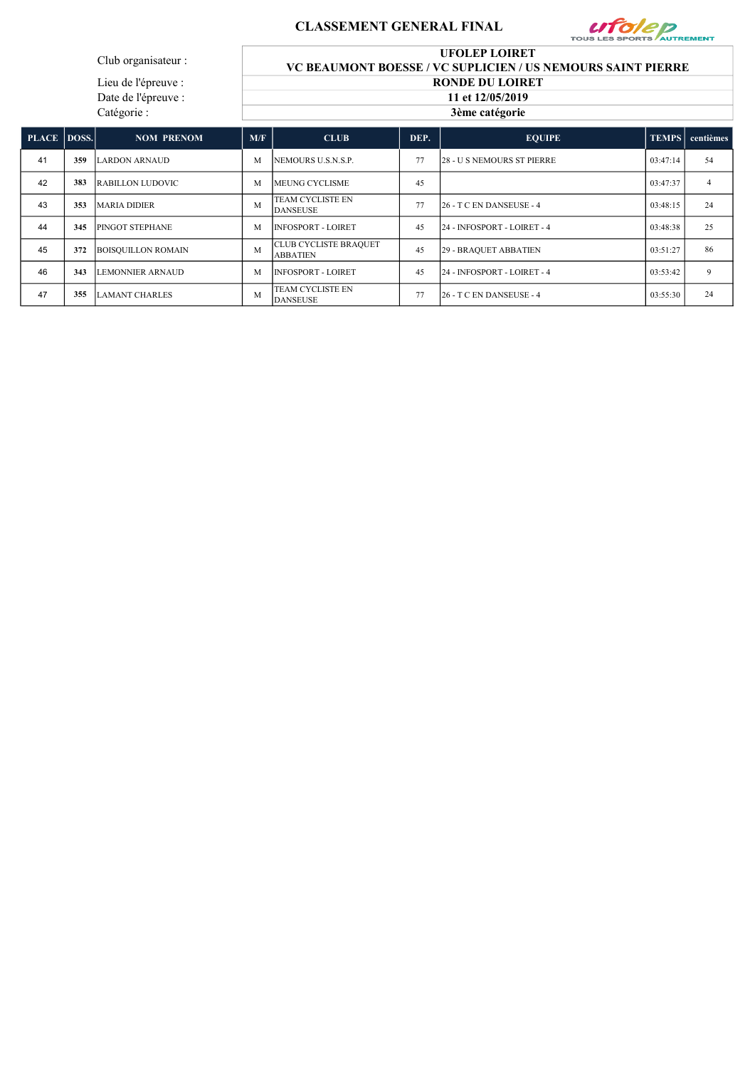# CLASSEMENT GENERAL FINAL

| | |
|---|---|
| Club organisateur : | UFOLEP LOIRET<br>VC BEAUMONT BOESSE / VC SUPLICIEN / US NEMOURS SAINT PIERRE |
| Lieu de l'épreuve : | RONDE DU LOIRET |
| Date de l'épreuve : | 11 et 12/05/2019 |
| Catégorie : | 3ème catégorie |

| PLACE | DOSS. | NOM PRENOM | M/F | CLUB | DEP. | EQUIPE | TEMPS | centièmes |
|---|---|---|---|---|---|---|---|---|
| 41 | 359 | LARDON ARNAUD | M | NEMOURS U.S.N.S.P. | 77 | 28 - U S NEMOURS ST PIERRE | 03:47:14 | 54 |
| 42 | 383 | RABILLON LUDOVIC | M | MEUNG CYCLISME | 45 | | 03:47:37 | 4 |
| 43 | 353 | MARIA DIDIER | M | TEAM CYCLISTE EN DANSEUSE | 77 | 26 - T C EN DANSEUSE - 4 | 03:48:15 | 24 |
| 44 | 345 | PINGOT STEPHANE | M | INFOSPORT - LOIRET | 45 | 24 - INFOSPORT - LOIRET - 4 | 03:48:38 | 25 |
| 45 | 372 | BOISQUILLON ROMAIN | M | CLUB CYCLISTE BRAQUET ABBATIEN | 45 | 29 - BRAQUET ABBATIEN | 03:51:27 | 86 |
| 46 | 343 | LEMONNIER ARNAUD | M | INFOSPORT - LOIRET | 45 | 24 - INFOSPORT - LOIRET - 4 | 03:53:42 | 9 |
| 47 | 355 | LAMANT CHARLES | M | TEAM CYCLISTE EN DANSEUSE | 77 | 26 - T C EN DANSEUSE - 4 | 03:55:30 | 24 |